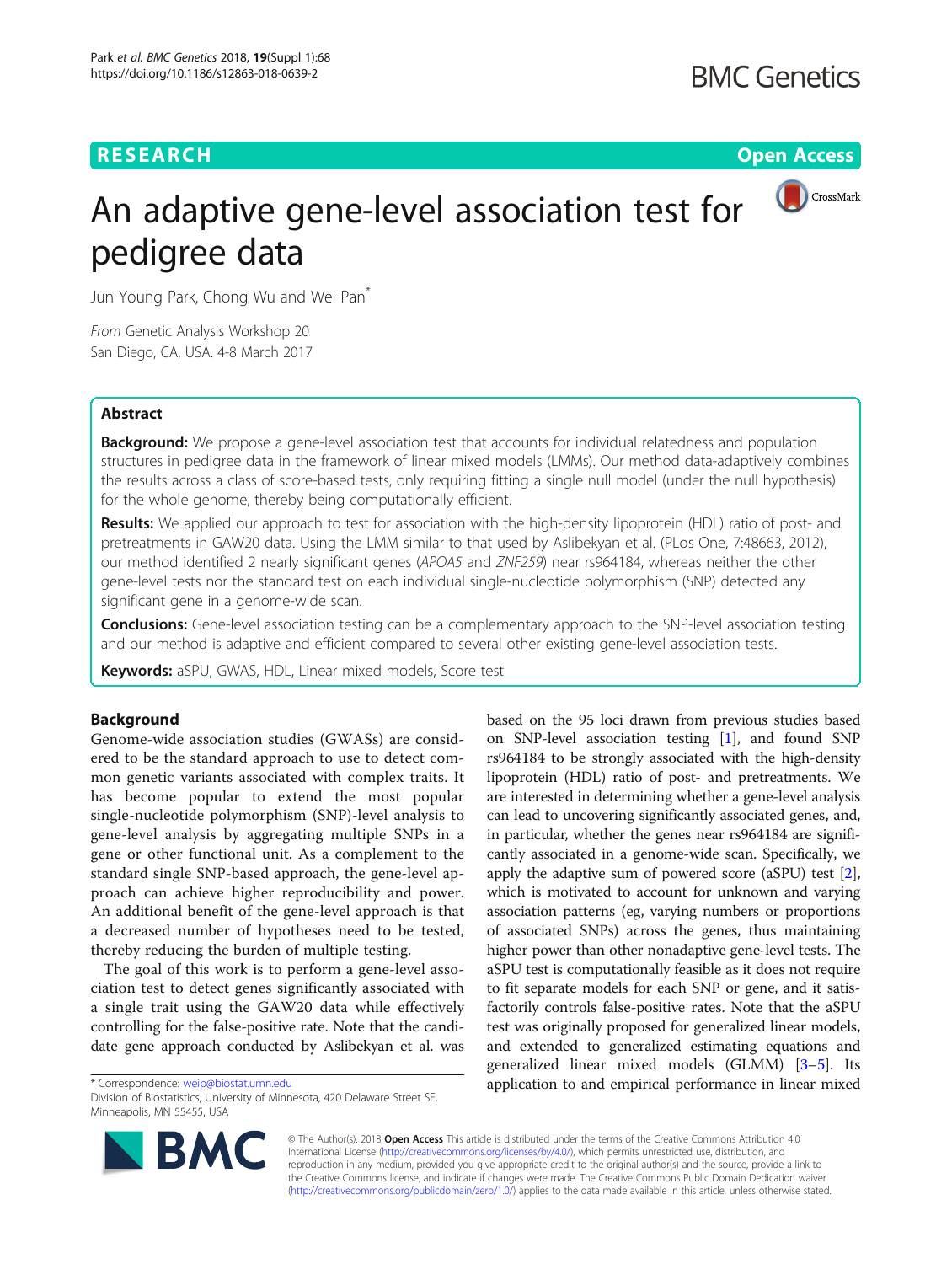RESEARCH Open Access

# An adaptive gene-level association test for pedigree data

Jun Young Park, Chong Wu and Wei Pan*

*From* Genetic Analysis Workshop 20
San Diego, CA, USA. 4-8 March 2017

## Abstract

**Background:** We propose a gene-level association test that accounts for individual relatedness and population structures in pedigree data in the framework of linear mixed models (LMMs). Our method data-adaptively combines the results across a class of score-based tests, only requiring fitting a single null model (under the null hypothesis) for the whole genome, thereby being computationally efficient.

**Results:** We applied our approach to test for association with the high-density lipoprotein (HDL) ratio of post- and pretreatments in GAW20 data. Using the LMM similar to that used by Aslibekyan et al. (PLos One, 7:48663, 2012), our method identified 2 nearly significant genes (*APOA5* and *ZNF259*) near rs964184, whereas neither the other gene-level tests nor the standard test on each individual single-nucleotide polymorphism (SNP) detected any significant gene in a genome-wide scan.

**Conclusions:** Gene-level association testing can be a complementary approach to the SNP-level association testing and our method is adaptive and efficient compared to several other existing gene-level association tests.

**Keywords:** aSPU, GWAS, HDL, Linear mixed models, Score test

## Background

Genome-wide association studies (GWASs) are considered to be the standard approach to use to detect common genetic variants associated with complex traits. It has become popular to extend the most popular single-nucleotide polymorphism (SNP)-level analysis to gene-level analysis by aggregating multiple SNPs in a gene or other functional unit. As a complement to the standard single SNP-based approach, the gene-level approach can achieve higher reproducibility and power. An additional benefit of the gene-level approach is that a decreased number of hypotheses need to be tested, thereby reducing the burden of multiple testing.

The goal of this work is to perform a gene-level association test to detect genes significantly associated with a single trait using the GAW20 data while effectively controlling for the false-positive rate. Note that the candidate gene approach conducted by Aslibekyan et al. was based on the 95 loci drawn from previous studies based on SNP-level association testing [1], and found SNP rs964184 to be strongly associated with the high-density lipoprotein (HDL) ratio of post- and pretreatments. We are interested in determining whether a gene-level analysis can lead to uncovering significantly associated genes, and, in particular, whether the genes near rs964184 are significantly associated in a genome-wide scan. Specifically, we apply the adaptive sum of powered score (aSPU) test [2], which is motivated to account for unknown and varying association patterns (eg, varying numbers or proportions of associated SNPs) across the genes, thus maintaining higher power than other nonadaptive gene-level tests. The aSPU test is computationally feasible as it does not require to fit separate models for each SNP or gene, and it satisfactorily controls false-positive rates. Note that the aSPU test was originally proposed for generalized linear models, and extended to generalized estimating equations and generalized linear mixed models (GLMM) [3–5]. Its application to and empirical performance in linear mixed

* Correspondence: weip@biostat.umn.edu
Division of Biostatistics, University of Minnesota, 420 Delaware Street SE, Minneapolis, MN 55455, USA

© The Author(s). 2018 **Open Access** This article is distributed under the terms of the Creative Commons Attribution 4.0 International License (http://creativecommons.org/licenses/by/4.0/), which permits unrestricted use, distribution, and reproduction in any medium, provided you give appropriate credit to the original author(s) and the source, provide a link to the Creative Commons license, and indicate if changes were made. The Creative Commons Public Domain Dedication waiver (http://creativecommons.org/publicdomain/zero/1.0/) applies to the data made available in this article, unless otherwise stated.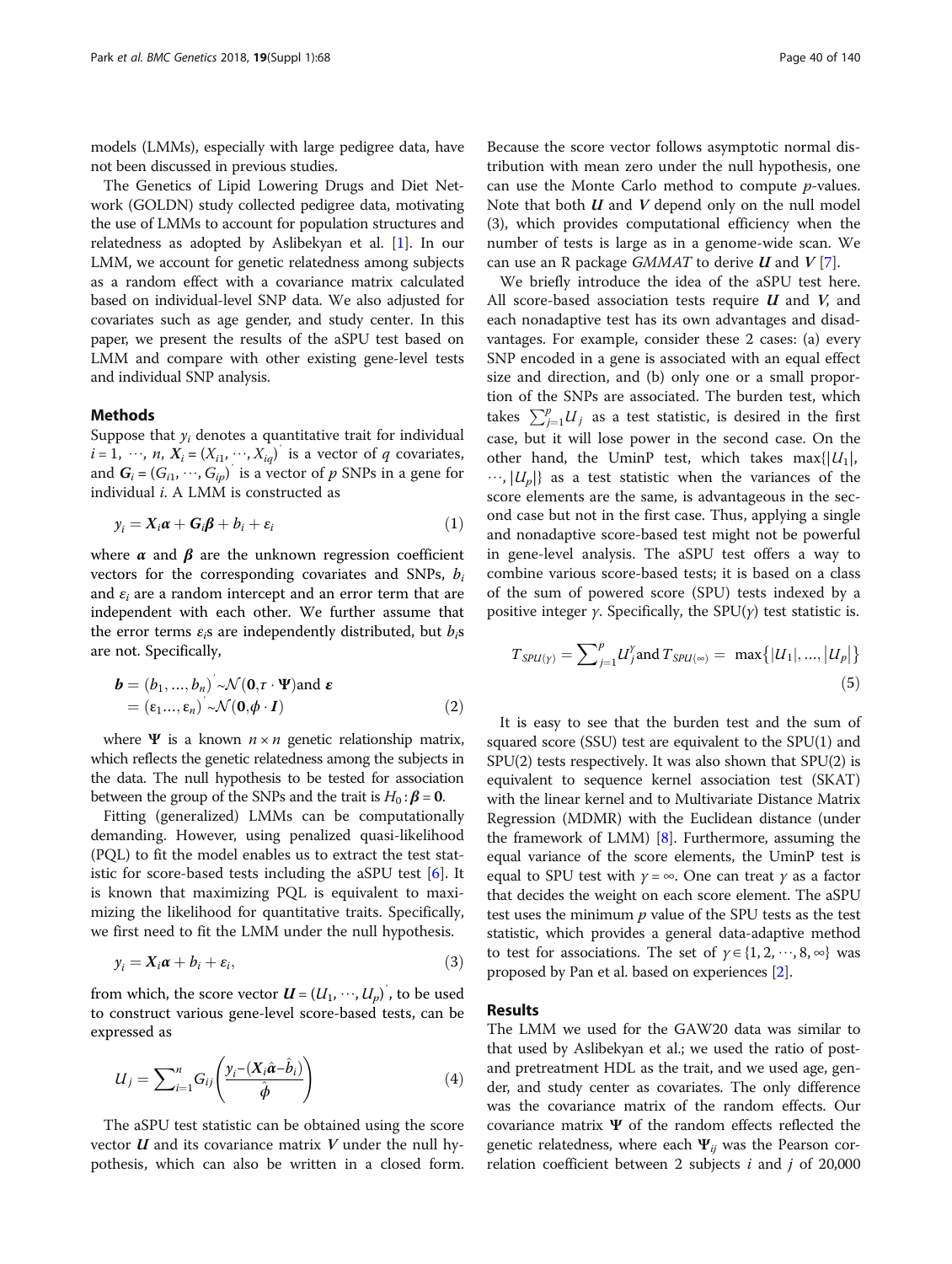models (LMMs), especially with large pedigree data, have not been discussed in previous studies.

The Genetics of Lipid Lowering Drugs and Diet Network (GOLDN) study collected pedigree data, motivating the use of LMMs to account for population structures and relatedness as adopted by Aslibekyan et al. [1]. In our LMM, we account for genetic relatedness among subjects as a random effect with a covariance matrix calculated based on individual-level SNP data. We also adjusted for covariates such as age gender, and study center. In this paper, we present the results of the aSPU test based on LMM and compare with other existing gene-level tests and individual SNP analysis.

## Methods

Suppose that $y_i$ denotes a quantitative trait for individual $i = 1, \cdots, n$, $\boldsymbol{X}_i = (X_{i1}, \cdots, X_{iq})^{'}$ is a vector of $q$ covariates, and $\boldsymbol{G}_i = (G_{i1}, \cdots, G_{ip})^{'}$ is a vector of $p$ SNPs in a gene for individual $i$. A LMM is constructed as

$$y_i = \boldsymbol{X}_i\boldsymbol{\alpha} + \boldsymbol{G}_i\boldsymbol{\beta} + b_i + \varepsilon_i \tag{1}$$

where $\boldsymbol{\alpha}$ and $\boldsymbol{\beta}$ are the unknown regression coefficient vectors for the corresponding covariates and SNPs, $b_i$ and $\varepsilon_i$ are a random intercept and an error term that are independent with each other. We further assume that the error terms $\varepsilon_i$s are independently distributed, but $b_i$s are not. Specifically,

$$\boldsymbol{b} = (b_1, ..., b_n)^{'} \sim \mathcal{N}(\boldsymbol{0}, \tau \cdot \boldsymbol{\Psi}) \text{and } \boldsymbol{\varepsilon} = (\varepsilon_1 ..., \varepsilon_n)^{'} \sim \mathcal{N}(\boldsymbol{0}, \phi \cdot \boldsymbol{I}) \tag{2}$$

where $\boldsymbol{\Psi}$ is a known $n \times n$ genetic relationship matrix, which reflects the genetic relatedness among the subjects in the data. The null hypothesis to be tested for association between the group of the SNPs and the trait is $H_0 : \boldsymbol{\beta} = \boldsymbol{0}$.

Fitting (generalized) LMMs can be computationally demanding. However, using penalized quasi-likelihood (PQL) to fit the model enables us to extract the test statistic for score-based tests including the aSPU test [6]. It is known that maximizing PQL is equivalent to maximizing the likelihood for quantitative traits. Specifically, we first need to fit the LMM under the null hypothesis.

$$y_i = \boldsymbol{X}_i\boldsymbol{\alpha} + b_i + \varepsilon_i, \tag{3}$$

from which, the score vector $\boldsymbol{U} = (U_1, \cdots, U_p)^{'}$, to be used to construct various gene-level score-based tests, can be expressed as

$$U_j = \sum\nolimits_{i=1}^{n} G_{ij}\left(\frac{y_i - (\boldsymbol{X}_i\hat{\boldsymbol{\alpha}} - \hat{b}_i)}{\hat{\phi}}\right) \tag{4}$$

The aSPU test statistic can be obtained using the score vector $\boldsymbol{U}$ and its covariance matrix $\boldsymbol{V}$ under the null hypothesis, which can also be written in a closed form. Because the score vector follows asymptotic normal distribution with mean zero under the null hypothesis, one can use the Monte Carlo method to compute $p$-values. Note that both $\boldsymbol{U}$ and $\boldsymbol{V}$ depend only on the null model (3), which provides computational efficiency when the number of tests is large as in a genome-wide scan. We can use an R package *GMMAT* to derive $\boldsymbol{U}$ and $\boldsymbol{V}$ [7].

We briefly introduce the idea of the aSPU test here. All score-based association tests require $\boldsymbol{U}$ and $\boldsymbol{V}$, and each nonadaptive test has its own advantages and disadvantages. For example, consider these 2 cases: (a) every SNP encoded in a gene is associated with an equal effect size and direction, and (b) only one or a small proportion of the SNPs are associated. The burden test, which takes $\sum_{j=1}^{p} U_j$ as a test statistic, is desired in the first case, but it will lose power in the second case. On the other hand, the UminP test, which takes $\max\{|U_1|, \cdots, |U_p|\}$ as a test statistic when the variances of the score elements are the same, is advantageous in the second case but not in the first case. Thus, applying a single and nonadaptive score-based test might not be powerful in gene-level analysis. The aSPU test offers a way to combine various score-based tests; it is based on a class of the sum of powered score (SPU) tests indexed by a positive integer $\gamma$. Specifically, the SPU($\gamma$) test statistic is.

$$T_{SPU(\gamma)} = \sum\nolimits_{j=1}^{p} U_j^{\gamma} \text{and } T_{SPU(\infty)} = \max\{|U_1|, ..., |U_p|\} \tag{5}$$

It is easy to see that the burden test and the sum of squared score (SSU) test are equivalent to the SPU(1) and SPU(2) tests respectively. It was also shown that SPU(2) is equivalent to sequence kernel association test (SKAT) with the linear kernel and to Multivariate Distance Matrix Regression (MDMR) with the Euclidean distance (under the framework of LMM) [8]. Furthermore, assuming the equal variance of the score elements, the UminP test is equal to SPU test with $\gamma = \infty$. One can treat $\gamma$ as a factor that decides the weight on each score element. The aSPU test uses the minimum $p$ value of the SPU tests as the test statistic, which provides a general data-adaptive method to test for associations. The set of $\gamma \in \{1, 2, \cdots, 8, \infty\}$ was proposed by Pan et al. based on experiences [2].

## Results

The LMM we used for the GAW20 data was similar to that used by Aslibekyan et al.; we used the ratio of post- and pretreatment HDL as the trait, and we used age, gender, and study center as covariates. The only difference was the covariance matrix of the random effects. Our covariance matrix $\boldsymbol{\Psi}$ of the random effects reflected the genetic relatedness, where each $\boldsymbol{\Psi}_{ij}$ was the Pearson correlation coefficient between 2 subjects $i$ and $j$ of 20,000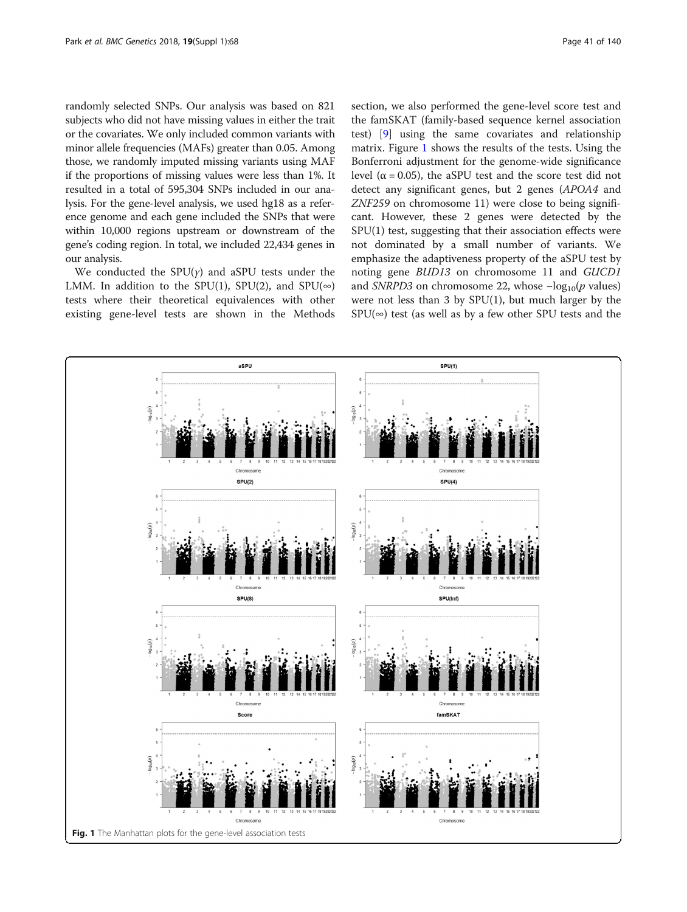randomly selected SNPs. Our analysis was based on 821 subjects who did not have missing values in either the trait or the covariates. We only included common variants with minor allele frequencies (MAFs) greater than 0.05. Among those, we randomly imputed missing variants using MAF if the proportions of missing values were less than 1%. It resulted in a total of 595,304 SNPs included in our analysis. For the gene-level analysis, we used hg18 as a reference genome and each gene included the SNPs that were within 10,000 regions upstream or downstream of the gene's coding region. In total, we included 22,434 genes in our analysis.

We conducted the SPU($\gamma$) and aSPU tests under the LMM. In addition to the SPU(1), SPU(2), and SPU($\infty$) tests where their theoretical equivalences with other existing gene-level tests are shown in the Methods section, we also performed the gene-level score test and the famSKAT (family-based sequence kernel association test) [9] using the same covariates and relationship matrix. Figure 1 shows the results of the tests. Using the Bonferroni adjustment for the genome-wide significance level ($\alpha = 0.05$), the aSPU test and the score test did not detect any significant genes, but 2 genes (*APOA4* and *ZNF259* on chromosome 11) were close to being significant. However, these 2 genes were detected by the SPU(1) test, suggesting that their association effects were not dominated by a small number of variants. We emphasize the adaptiveness property of the aSPU test by noting gene *BUD13* on chromosome 11 and *GUCD1* and *SNRPD3* on chromosome 22, whose $-\log_{10}(p \text{ values})$ were not less than 3 by SPU(1), but much larger by the SPU($\infty$) test (as well as by a few other SPU tests and the

**Fig. 1** The Manhattan plots for the gene-level association tests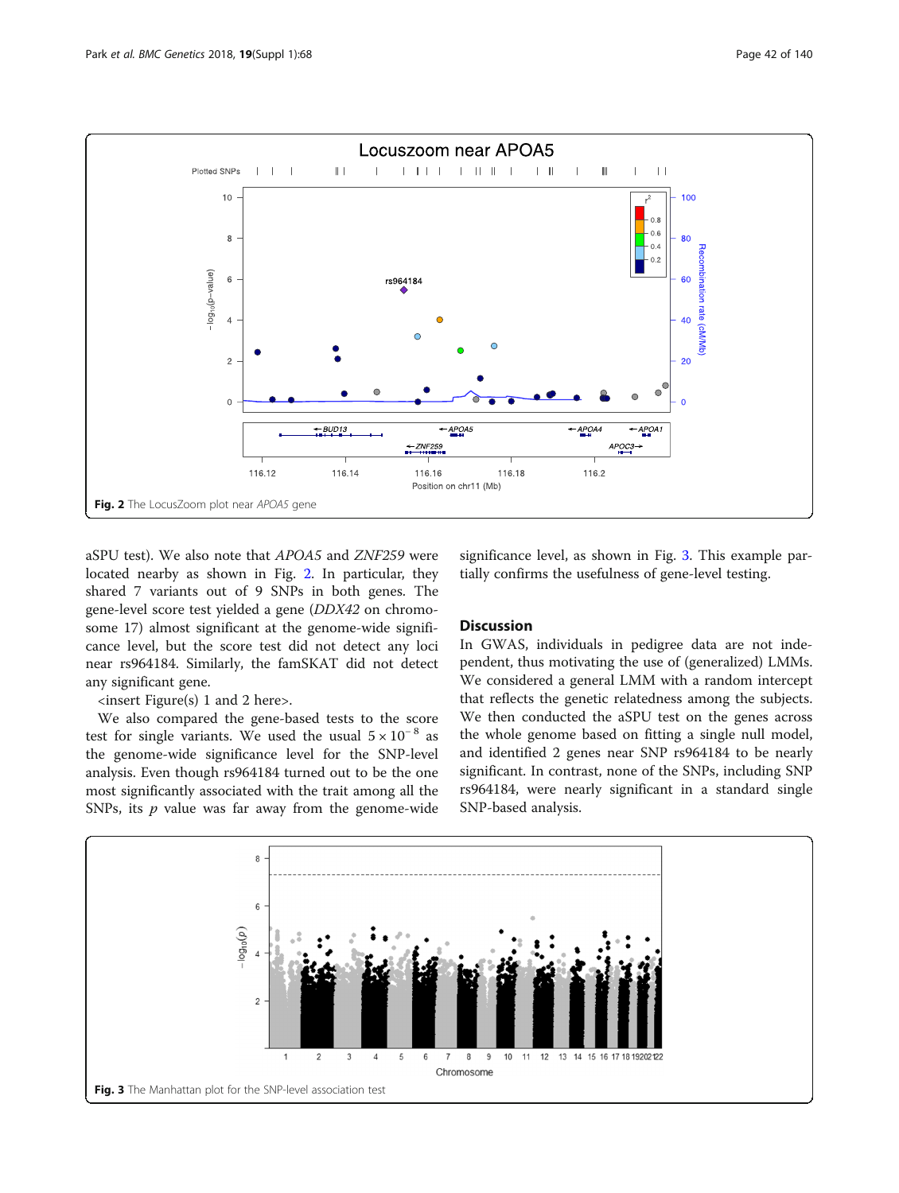Fig. 2 The LocusZoom plot near *APOA5* gene

aSPU test). We also note that *APOA5* and *ZNF259* were located nearby as shown in Fig. 2. In particular, they shared 7 variants out of 9 SNPs in both genes. The gene-level score test yielded a gene (*DDX42* on chromosome 17) almost significant at the genome-wide significance level, but the score test did not detect any loci near rs964184. Similarly, the famSKAT did not detect any significant gene.

<insert Figure(s) 1 and 2 here>.

We also compared the gene-based tests to the score test for single variants. We used the usual $5 \times 10^{-8}$ as the genome-wide significance level for the SNP-level analysis. Even though rs964184 turned out to be the one most significantly associated with the trait among all the SNPs, its *p* value was far away from the genome-wide significance level, as shown in Fig. 3. This example partially confirms the usefulness of gene-level testing.

## Discussion

In GWAS, individuals in pedigree data are not independent, thus motivating the use of (generalized) LMMs. We considered a general LMM with a random intercept that reflects the genetic relatedness among the subjects. We then conducted the aSPU test on the genes across the whole genome based on fitting a single null model, and identified 2 genes near SNP rs964184 to be nearly significant. In contrast, none of the SNPs, including SNP rs964184, were nearly significant in a standard single SNP-based analysis.

Fig. 3 The Manhattan plot for the SNP-level association test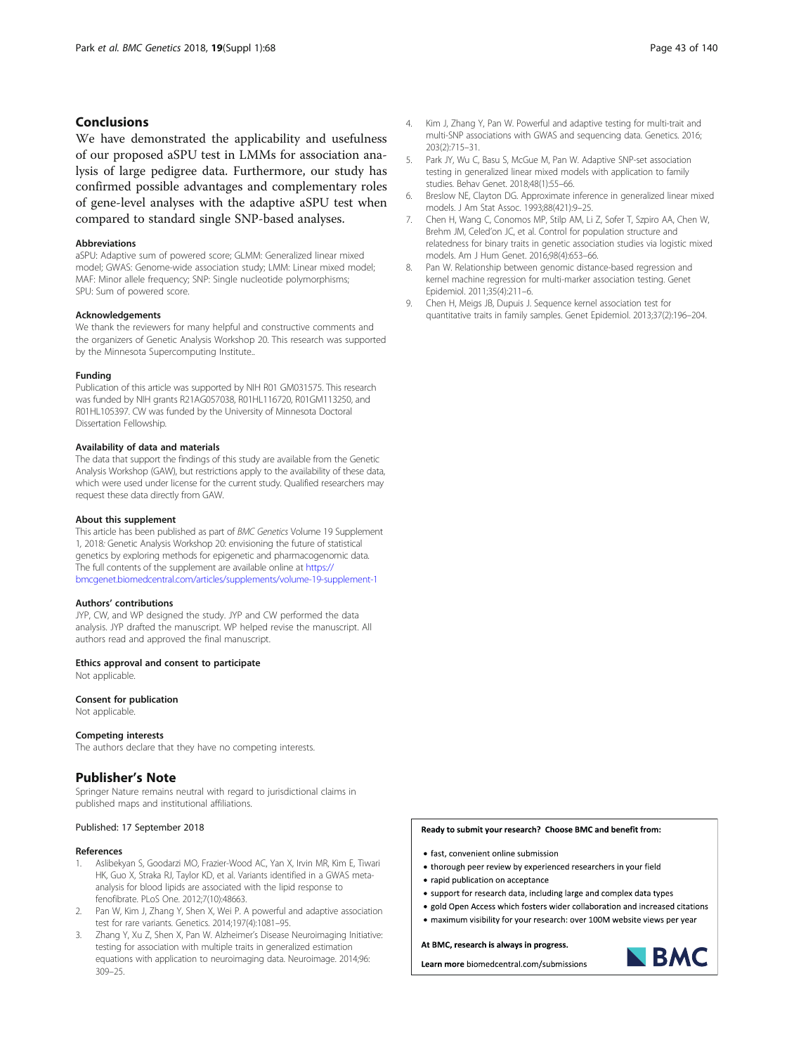## Conclusions

We have demonstrated the applicability and usefulness of our proposed aSPU test in LMMs for association analysis of large pedigree data. Furthermore, our study has confirmed possible advantages and complementary roles of gene-level analyses with the adaptive aSPU test when compared to standard single SNP-based analyses.

### Abbreviations

aSPU: Adaptive sum of powered score; GLMM: Generalized linear mixed model; GWAS: Genome-wide association study; LMM: Linear mixed model; MAF: Minor allele frequency; SNP: Single nucleotide polymorphisms; SPU: Sum of powered score.

### Acknowledgements

We thank the reviewers for many helpful and constructive comments and the organizers of Genetic Analysis Workshop 20. This research was supported by the Minnesota Supercomputing Institute..

### Funding

Publication of this article was supported by NIH R01 GM031575. This research was funded by NIH grants R21AG057038, R01HL116720, R01GM113250, and R01HL105397. CW was funded by the University of Minnesota Doctoral Dissertation Fellowship.

### Availability of data and materials

The data that support the findings of this study are available from the Genetic Analysis Workshop (GAW), but restrictions apply to the availability of these data, which were used under license for the current study. Qualified researchers may request these data directly from GAW.

### About this supplement

This article has been published as part of *BMC Genetics* Volume 19 Supplement 1, 2018: Genetic Analysis Workshop 20: envisioning the future of statistical genetics by exploring methods for epigenetic and pharmacogenomic data. The full contents of the supplement are available online at https://bmcgenet.biomedcentral.com/articles/supplements/volume-19-supplement-1

### Authors' contributions

JYP, CW, and WP designed the study. JYP and CW performed the data analysis. JYP drafted the manuscript. WP helped revise the manuscript. All authors read and approved the final manuscript.

### Ethics approval and consent to participate

Not applicable.

### Consent for publication

Not applicable.

### Competing interests

The authors declare that they have no competing interests.

## Publisher's Note

Springer Nature remains neutral with regard to jurisdictional claims in published maps and institutional affiliations.

Published: 17 September 2018

### References

1. Aslibekyan S, Goodarzi MO, Frazier-Wood AC, Yan X, Irvin MR, Kim E, Tiwari HK, Guo X, Straka RJ, Taylor KD, et al. Variants identified in a GWAS meta-analysis for blood lipids are associated with the lipid response to fenofibrate. PLoS One. 2012;7(10):48663.
2. Pan W, Kim J, Zhang Y, Shen X, Wei P. A powerful and adaptive association test for rare variants. Genetics. 2014;197(4):1081–95.
3. Zhang Y, Xu Z, Shen X, Pan W. Alzheimer's Disease Neuroimaging Initiative: testing for association with multiple traits in generalized estimation equations with application to neuroimaging data. Neuroimage. 2014;96:309–25.
4. Kim J, Zhang Y, Pan W. Powerful and adaptive testing for multi-trait and multi-SNP associations with GWAS and sequencing data. Genetics. 2016;203(2):715–31.
5. Park JY, Wu C, Basu S, McGue M, Pan W. Adaptive SNP-set association testing in generalized linear mixed models with application to family studies. Behav Genet. 2018;48(1):55–66.
6. Breslow NE, Clayton DG. Approximate inference in generalized linear mixed models. J Am Stat Assoc. 1993;88(421):9–25.
7. Chen H, Wang C, Conomos MP, Stilp AM, Li Z, Sofer T, Szpiro AA, Chen W, Brehm JM, Celed'on JC, et al. Control for population structure and relatedness for binary traits in genetic association studies via logistic mixed models. Am J Hum Genet. 2016;98(4):653–66.
8. Pan W. Relationship between genomic distance-based regression and kernel machine regression for multi-marker association testing. Genet Epidemiol. 2011;35(4):211–6.
9. Chen H, Meigs JB, Dupuis J. Sequence kernel association test for quantitative traits in family samples. Genet Epidemiol. 2013;37(2):196–204.